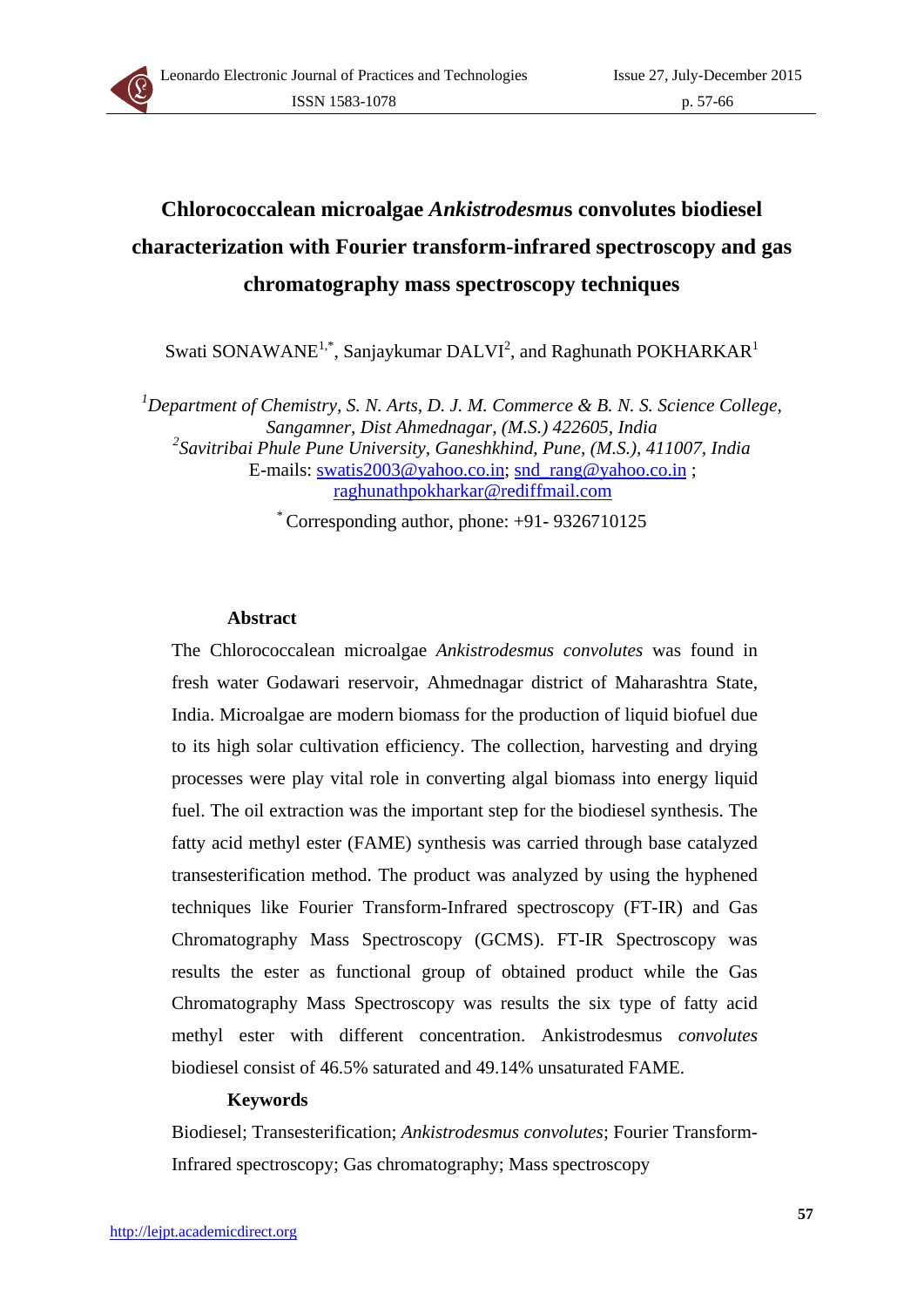# Chlorococcalean microalgae *Ankistrodesmus* convolutes biodiesel characterization with Fourier transform-infrared spectroscopy and gas chromatography mass spectroscopy techniques

Swati SONAWANE[1,*], Sanjaykumar DALVI[2], and Raghunath POKHARKAR[1]

[1] *Department of Chemistry, S. N. Arts, D. J. M. Commerce & B. N. S. Science College, Sangamner, Dist Ahmednagar, (M.S.) 422605, India*
[2] *Savitribai Phule Pune University, Ganeshkhind, Pune, (M.S.), 411007, India*
E-mails: swatis2003@yahoo.co.in; snd_rang@yahoo.co.in ; raghunathpokharkar@rediffmail.com

[*] Corresponding author, phone: +91- 9326710125

## Abstract

The Chlorococcalean microalgae *Ankistrodesmus convolutes* was found in fresh water Godawari reservoir, Ahmednagar district of Maharashtra State, India. Microalgae are modern biomass for the production of liquid biofuel due to its high solar cultivation efficiency. The collection, harvesting and drying processes were play vital role in converting algal biomass into energy liquid fuel. The oil extraction was the important step for the biodiesel synthesis. The fatty acid methyl ester (FAME) synthesis was carried through base catalyzed transesterification method. The product was analyzed by using the hyphened techniques like Fourier Transform-Infrared spectroscopy (FT-IR) and Gas Chromatography Mass Spectroscopy (GCMS). FT-IR Spectroscopy was results the ester as functional group of obtained product while the Gas Chromatography Mass Spectroscopy was results the six type of fatty acid methyl ester with different concentration. Ankistrodesmus *convolutes* biodiesel consist of 46.5% saturated and 49.14% unsaturated FAME.

### Keywords

Biodiesel; Transesterification; *Ankistrodesmus convolutes*; Fourier Transform-Infrared spectroscopy; Gas chromatography; Mass spectroscopy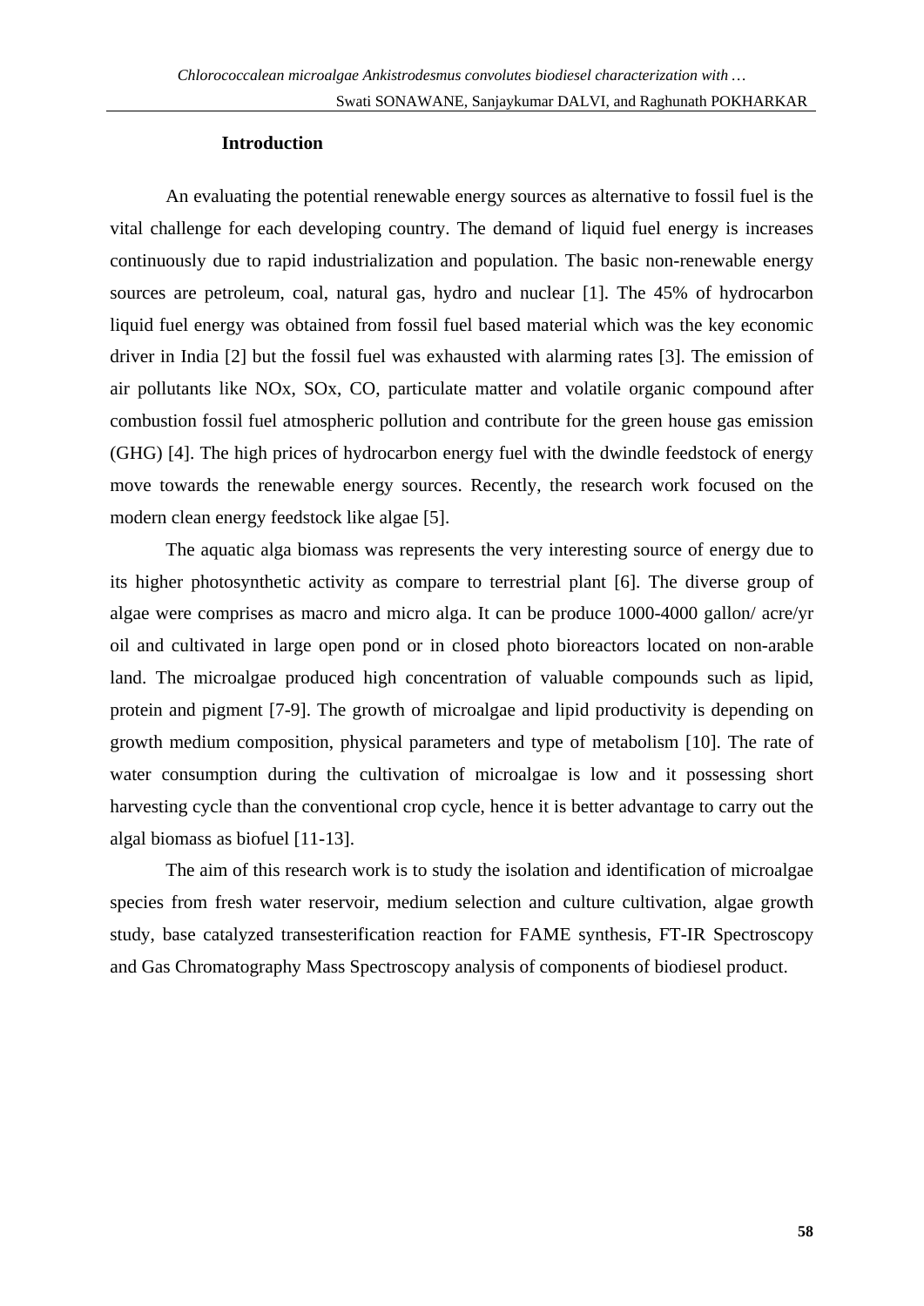## Introduction

An evaluating the potential renewable energy sources as alternative to fossil fuel is the vital challenge for each developing country. The demand of liquid fuel energy is increases continuously due to rapid industrialization and population. The basic non-renewable energy sources are petroleum, coal, natural gas, hydro and nuclear [1]. The 45% of hydrocarbon liquid fuel energy was obtained from fossil fuel based material which was the key economic driver in India [2] but the fossil fuel was exhausted with alarming rates [3]. The emission of air pollutants like NOx, SOx, CO, particulate matter and volatile organic compound after combustion fossil fuel atmospheric pollution and contribute for the green house gas emission (GHG) [4]. The high prices of hydrocarbon energy fuel with the dwindle feedstock of energy move towards the renewable energy sources. Recently, the research work focused on the modern clean energy feedstock like algae [5].

The aquatic alga biomass was represents the very interesting source of energy due to its higher photosynthetic activity as compare to terrestrial plant [6]. The diverse group of algae were comprises as macro and micro alga. It can be produce 1000-4000 gallon/ acre/yr oil and cultivated in large open pond or in closed photo bioreactors located on non-arable land. The microalgae produced high concentration of valuable compounds such as lipid, protein and pigment [7-9]. The growth of microalgae and lipid productivity is depending on growth medium composition, physical parameters and type of metabolism [10]. The rate of water consumption during the cultivation of microalgae is low and it possessing short harvesting cycle than the conventional crop cycle, hence it is better advantage to carry out the algal biomass as biofuel [11-13].

The aim of this research work is to study the isolation and identification of microalgae species from fresh water reservoir, medium selection and culture cultivation, algae growth study, base catalyzed transesterification reaction for FAME synthesis, FT-IR Spectroscopy and Gas Chromatography Mass Spectroscopy analysis of components of biodiesel product.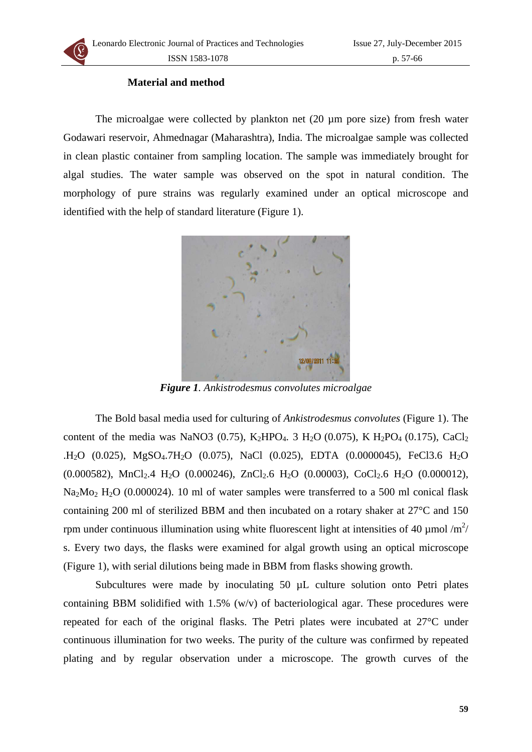## Material and method

The microalgae were collected by plankton net (20 µm pore size) from fresh water Godawari reservoir, Ahmednagar (Maharashtra), India. The microalgae sample was collected in clean plastic container from sampling location. The sample was immediately brought for algal studies. The water sample was observed on the spot in natural condition. The morphology of pure strains was regularly examined under an optical microscope and identified with the help of standard literature (Figure 1).

***Figure 1**. Ankistrodesmus convolutes microalgae*

The Bold basal media used for culturing of *Ankistrodesmus convolutes* (Figure 1). The content of the media was NaNO3 (0.75), $K_2HPO_4$. 3 $H_2O$ (0.075), K $H_2PO_4$ (0.175), $CaCl_2$ .$H_2O$ (0.025), $MgSO_4.7H_2O$ (0.075), NaCl (0.025), EDTA (0.0000045), FeCl3.6 $H_2O$ (0.000582), $MnCl_2$.4 $H_2O$ (0.000246), $ZnCl_2$.6 $H_2O$ (0.00003), $CoCl_2$.6 $H_2O$ (0.000012), $Na_2Mo_2$ $H_2O$ (0.000024). 10 ml of water samples were transferred to a 500 ml conical flask containing 200 ml of sterilized BBM and then incubated on a rotary shaker at 27°C and 150 rpm under continuous illumination using white fluorescent light at intensities of 40 µmol /$m^2$/ s. Every two days, the flasks were examined for algal growth using an optical microscope (Figure 1), with serial dilutions being made in BBM from flasks showing growth.

Subcultures were made by inoculating 50 µL culture solution onto Petri plates containing BBM solidified with 1.5% (w/v) of bacteriological agar. These procedures were repeated for each of the original flasks. The Petri plates were incubated at 27°C under continuous illumination for two weeks. The purity of the culture was confirmed by repeated plating and by regular observation under a microscope. The growth curves of the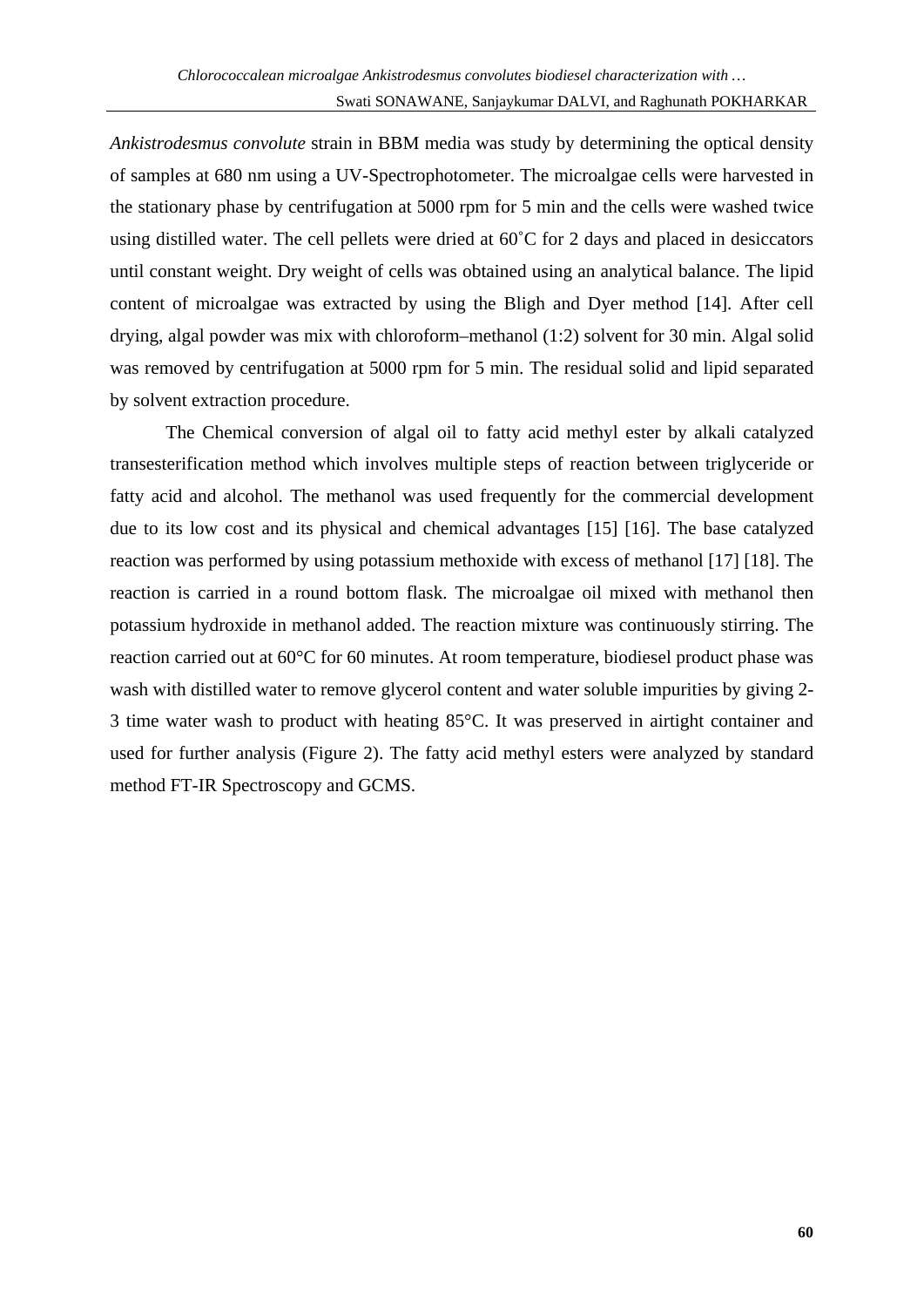*Ankistrodesmus convolute* strain in BBM media was study by determining the optical density of samples at 680 nm using a UV-Spectrophotometer. The microalgae cells were harvested in the stationary phase by centrifugation at 5000 rpm for 5 min and the cells were washed twice using distilled water. The cell pellets were dried at 60˚C for 2 days and placed in desiccators until constant weight. Dry weight of cells was obtained using an analytical balance. The lipid content of microalgae was extracted by using the Bligh and Dyer method [14]. After cell drying, algal powder was mix with chloroform–methanol (1:2) solvent for 30 min. Algal solid was removed by centrifugation at 5000 rpm for 5 min. The residual solid and lipid separated by solvent extraction procedure.

The Chemical conversion of algal oil to fatty acid methyl ester by alkali catalyzed transesterification method which involves multiple steps of reaction between triglyceride or fatty acid and alcohol. The methanol was used frequently for the commercial development due to its low cost and its physical and chemical advantages [15] [16]. The base catalyzed reaction was performed by using potassium methoxide with excess of methanol [17] [18]. The reaction is carried in a round bottom flask. The microalgae oil mixed with methanol then potassium hydroxide in methanol added. The reaction mixture was continuously stirring. The reaction carried out at 60°C for 60 minutes. At room temperature, biodiesel product phase was wash with distilled water to remove glycerol content and water soluble impurities by giving 2-3 time water wash to product with heating 85°C. It was preserved in airtight container and used for further analysis (Figure 2). The fatty acid methyl esters were analyzed by standard method FT-IR Spectroscopy and GCMS.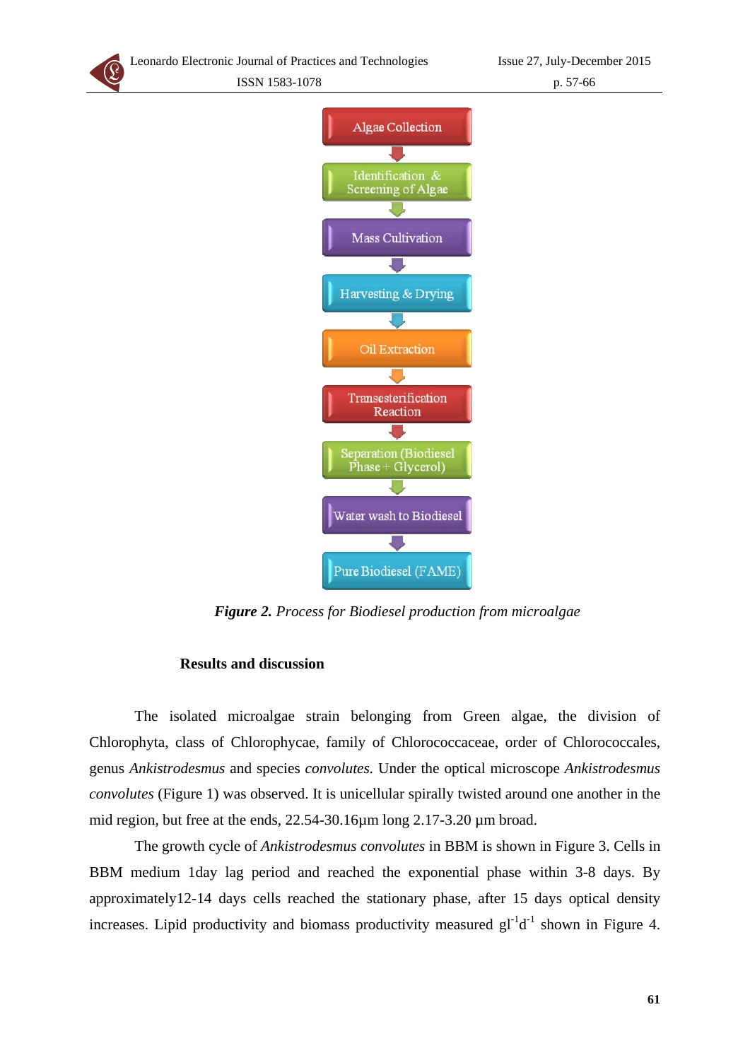Algae Collection

↓

Identification & Screening of Algae

↓

Mass Cultivation

↓

Harvesting & Drying

↓

Oil Extraction

↓

Transesterification Reaction

↓

Separation (Biodiesel Phase + Glycerol)

↓

Water wash to Biodiesel

↓

Pure Biodiesel (FAME)

***Figure 2.*** *Process for Biodiesel production from microalgae*

## Results and discussion

The isolated microalgae strain belonging from Green algae, the division of Chlorophyta, class of Chlorophycae, family of Chlorococcaceae, order of Chlorococcales, genus *Ankistrodesmus* and species *convolutes.* Under the optical microscope *Ankistrodesmus convolutes* (Figure 1) was observed. It is unicellular spirally twisted around one another in the mid region, but free at the ends, 22.54-30.16μm long 2.17-3.20 μm broad.

The growth cycle of *Ankistrodesmus convolutes* in BBM is shown in Figure 3. Cells in BBM medium 1day lag period and reached the exponential phase within 3-8 days. By approximately12-14 days cells reached the stationary phase, after 15 days optical density increases. Lipid productivity and biomass productivity measured $gl^{-1}d^{-1}$ shown in Figure 4.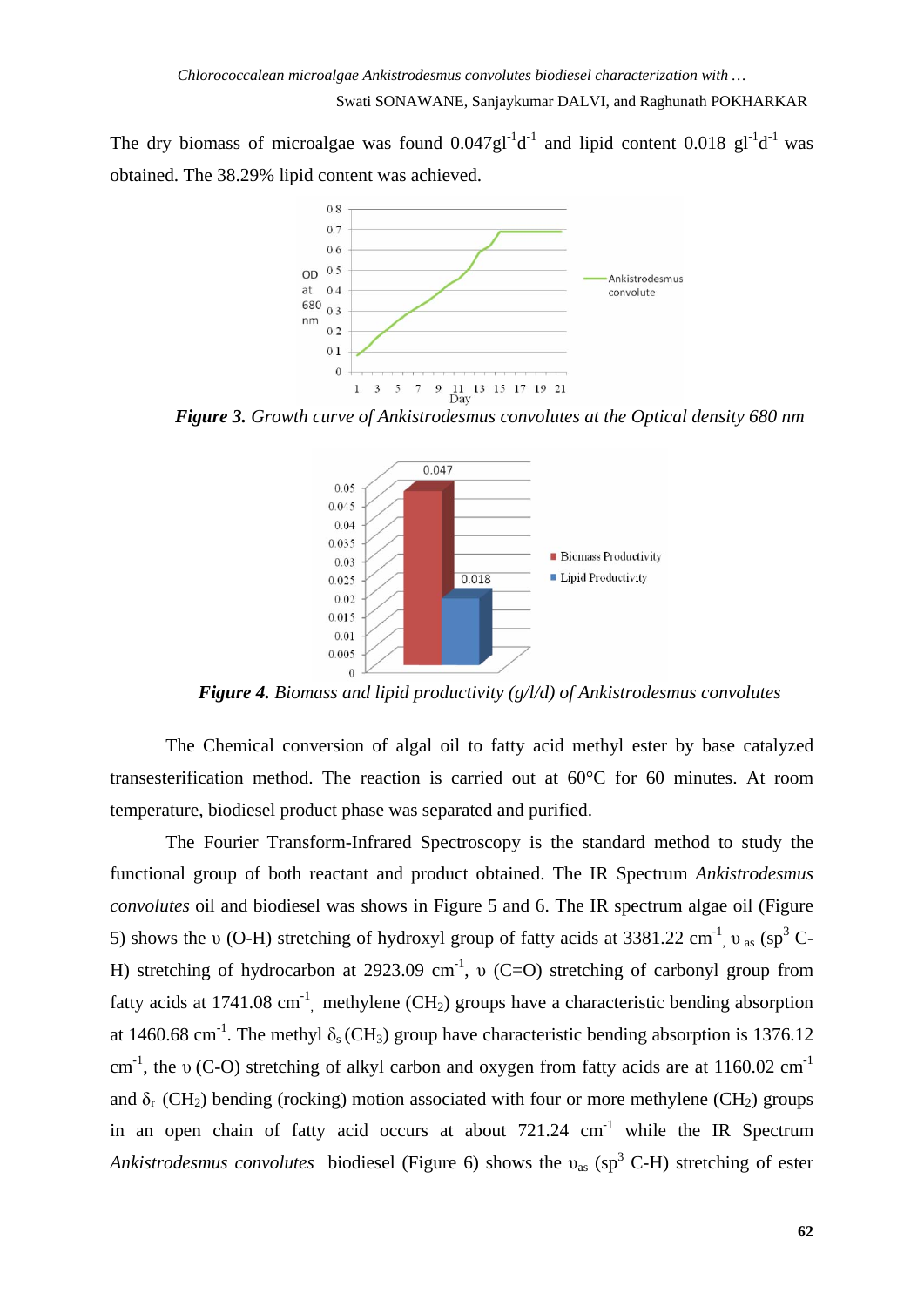The dry biomass of microalgae was found 0.047$gl^{-1}d^{-1}$ and lipid content 0.018 $gl^{-1}d^{-1}$ was obtained. The 38.29% lipid content was achieved.

***Figure 3.*** *Growth curve of Ankistrodesmus convolutes at the Optical density 680 nm*

***Figure 4.*** *Biomass and lipid productivity (g/l/d) of Ankistrodesmus convolutes*

The Chemical conversion of algal oil to fatty acid methyl ester by base catalyzed transesterification method. The reaction is carried out at 60°C for 60 minutes. At room temperature, biodiesel product phase was separated and purified.

The Fourier Transform-Infrared Spectroscopy is the standard method to study the functional group of both reactant and product obtained. The IR Spectrum *Ankistrodesmus convolutes* oil and biodiesel was shows in Figure 5 and 6. The IR spectrum algae oil (Figure 5) shows the $\upsilon$ (O-H) stretching of hydroxyl group of fatty acids at 3381.22 $cm^{-1}$, $\upsilon_{as}$ ($sp^3$ C-H) stretching of hydrocarbon at 2923.09 $cm^{-1}$, $\upsilon$ (C=O) stretching of carbonyl group from fatty acids at 1741.08 $cm^{-1}$, methylene ($CH_2$) groups have a characteristic bending absorption at 1460.68 $cm^{-1}$. The methyl $\delta_s$ ($CH_3$) group have characteristic bending absorption is 1376.12 $cm^{-1}$, the $\upsilon$ (C-O) stretching of alkyl carbon and oxygen from fatty acids are at 1160.02 $cm^{-1}$ and $\delta_r$ ($CH_2$) bending (rocking) motion associated with four or more methylene ($CH_2$) groups in an open chain of fatty acid occurs at about 721.24 $cm^{-1}$ while the IR Spectrum *Ankistrodesmus convolutes* biodiesel (Figure 6) shows the $\upsilon_{as}$ ($sp^3$ C-H) stretching of ester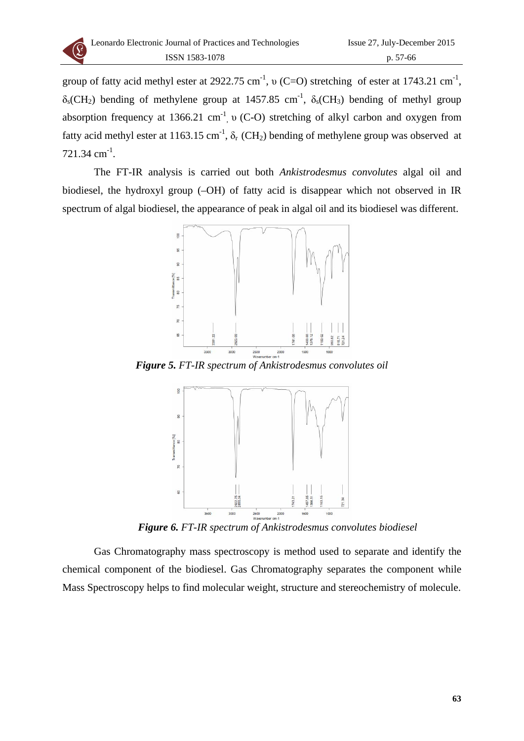group of fatty acid methyl ester at 2922.75 $cm^{-1}$, υ (C=O) stretching of ester at 1743.21 $cm^{-1}$, $\delta_s(CH_2)$ bending of methylene group at 1457.85 $cm^{-1}$, $\delta_s(CH_3)$ bending of methyl group absorption frequency at 1366.21 $cm^{-1}$, υ (C-O) stretching of alkyl carbon and oxygen from fatty acid methyl ester at 1163.15 $cm^{-1}$, $\delta_r$ ($CH_2$) bending of methylene group was observed at 721.34 $cm^{-1}$.

The FT-IR analysis is carried out both *Ankistrodesmus convolutes* algal oil and biodiesel, the hydroxyl group (–OH) of fatty acid is disappear which not observed in IR spectrum of algal biodiesel, the appearance of peak in algal oil and its biodiesel was different.

***Figure 5.*** *FT-IR spectrum of Ankistrodesmus convolutes oil*

***Figure 6.*** *FT-IR spectrum of Ankistrodesmus convolutes biodiesel*

Gas Chromatography mass spectroscopy is method used to separate and identify the chemical component of the biodiesel. Gas Chromatography separates the component while Mass Spectroscopy helps to find molecular weight, structure and stereochemistry of molecule.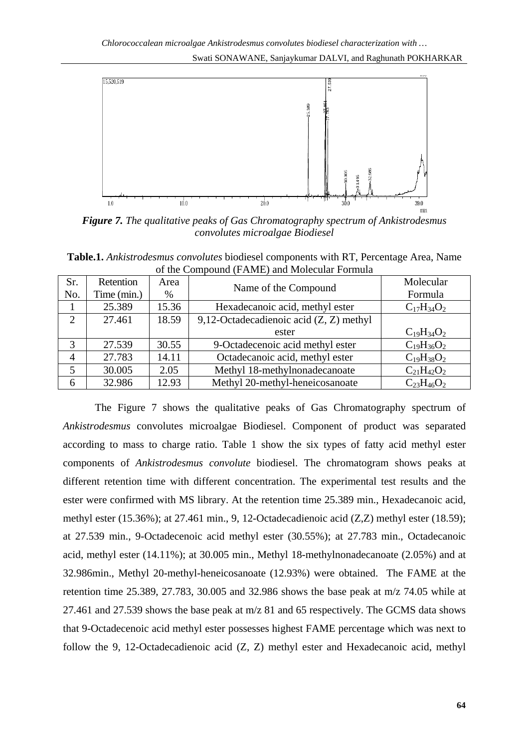*Figure 7. The qualitative peaks of Gas Chromatography spectrum of Ankistrodesmus convolutes microalgae Biodiesel*

**Table.1.** *Ankistrodesmus convolutes* biodiesel components with RT, Percentage Area, Name of the Compound (FAME) and Molecular Formula

| Sr. No. | Retention Time (min.) | Area % | Name of the Compound | Molecular Formula |
|---|---|---|---|---|
| 1 | 25.389 | 15.36 | Hexadecanoic acid, methyl ester | $C_{17}H_{34}O_2$ |
| 2 | 27.461 | 18.59 | 9,12-Octadecadienoic acid (Z, Z) methyl ester | $C_{19}H_{34}O_2$ |
| 3 | 27.539 | 30.55 | 9-Octadecenoic acid methyl ester | $C_{19}H_{36}O_2$ |
| 4 | 27.783 | 14.11 | Octadecanoic acid, methyl ester | $C_{19}H_{38}O_2$ |
| 5 | 30.005 | 2.05 | Methyl 18-methylnonadecanoate | $C_{21}H_{42}O_2$ |
| 6 | 32.986 | 12.93 | Methyl 20-methyl-heneicosanoate | $C_{23}H_{46}O_2$ |

The Figure 7 shows the qualitative peaks of Gas Chromatography spectrum of *Ankistrodesmus* convolutes microalgae Biodiesel. Component of product was separated according to mass to charge ratio. Table 1 show the six types of fatty acid methyl ester components of *Ankistrodesmus convolute* biodiesel. The chromatogram shows peaks at different retention time with different concentration. The experimental test results and the ester were confirmed with MS library. At the retention time 25.389 min., Hexadecanoic acid, methyl ester (15.36%); at 27.461 min., 9, 12-Octadecadienoic acid (Z,Z) methyl ester (18.59); at 27.539 min., 9-Octadecenoic acid methyl ester (30.55%); at 27.783 min., Octadecanoic acid, methyl ester (14.11%); at 30.005 min., Methyl 18-methylnonadecanoate (2.05%) and at 32.986min., Methyl 20-methyl-heneicosanoate (12.93%) were obtained. The FAME at the retention time 25.389, 27.783, 30.005 and 32.986 shows the base peak at m/z 74.05 while at 27.461 and 27.539 shows the base peak at m/z 81 and 65 respectively. The GCMS data shows that 9-Octadecenoic acid methyl ester possesses highest FAME percentage which was next to follow the 9, 12-Octadecadienoic acid (Z, Z) methyl ester and Hexadecanoic acid, methyl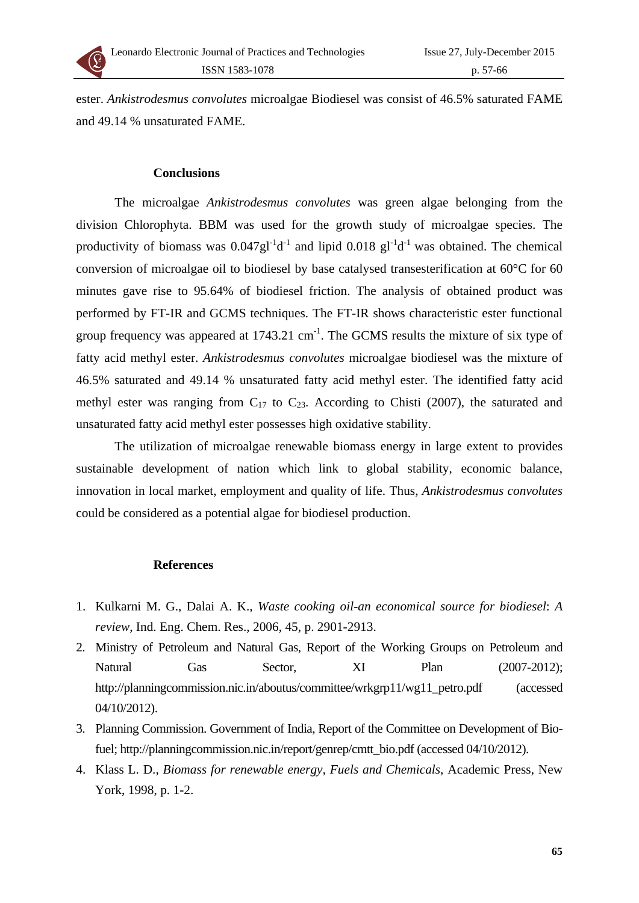ester. *Ankistrodesmus convolutes* microalgae Biodiesel was consist of 46.5% saturated FAME and 49.14 % unsaturated FAME.

## Conclusions

The microalgae *Ankistrodesmus convolutes* was green algae belonging from the division Chlorophyta. BBM was used for the growth study of microalgae species. The productivity of biomass was $0.047 gl^{-1}d^{-1}$ and lipid $0.018\ gl^{-1}d^{-1}$ was obtained. The chemical conversion of microalgae oil to biodiesel by base catalysed transesterification at 60°C for 60 minutes gave rise to 95.64% of biodiesel friction. The analysis of obtained product was performed by FT-IR and GCMS techniques. The FT-IR shows characteristic ester functional group frequency was appeared at 1743.21 $cm^{-1}$. The GCMS results the mixture of six type of fatty acid methyl ester. *Ankistrodesmus convolutes* microalgae biodiesel was the mixture of 46.5% saturated and 49.14 % unsaturated fatty acid methyl ester. The identified fatty acid methyl ester was ranging from $C_{17}$ to $C_{23}$. According to Chisti (2007), the saturated and unsaturated fatty acid methyl ester possesses high oxidative stability.

The utilization of microalgae renewable biomass energy in large extent to provides sustainable development of nation which link to global stability, economic balance, innovation in local market, employment and quality of life. Thus, *Ankistrodesmus convolutes* could be considered as a potential algae for biodiesel production.

## References

1. Kulkarni M. G., Dalai A. K., *Waste cooking oil-an economical source for biodiesel*: *A review*, Ind. Eng. Chem. Res., 2006, 45, p. 2901-2913.
2. Ministry of Petroleum and Natural Gas, Report of the Working Groups on Petroleum and Natural Gas Sector, XI Plan (2007-2012); http://planningcommission.nic.in/aboutus/committee/wrkgrp11/wg11_petro.pdf (accessed 04/10/2012).
3. Planning Commission. Government of India, Report of the Committee on Development of Bio-fuel; http://planningcommission.nic.in/report/genrep/cmtt_bio.pdf (accessed 04/10/2012).
4. Klass L. D., *Biomass for renewable energy, Fuels and Chemicals*, Academic Press, New York, 1998, p. 1-2.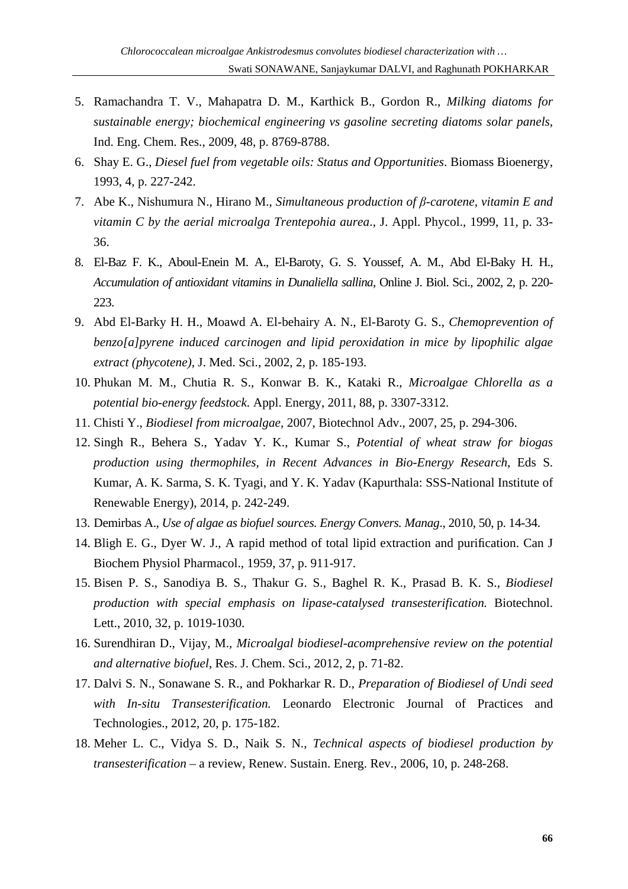5. Ramachandra T. V., Mahapatra D. M., Karthick B., Gordon R., *Milking diatoms for sustainable energy; biochemical engineering vs gasoline secreting diatoms solar panels*, Ind. Eng. Chem. Res., 2009, 48, p. 8769-8788.
6. Shay E. G., *Diesel fuel from vegetable oils: Status and Opportunities*. Biomass Bioenergy, 1993, 4, p. 227-242.
7. Abe K., Nishumura N., Hirano M., *Simultaneous production of β-carotene, vitamin E and vitamin C by the aerial microalga Trentepohia aurea*., J. Appl. Phycol., 1999, 11, p. 33-36.
8. El-Baz F. K., Aboul-Enein M. A., El-Baroty, G. S. Youssef, A. M., Abd El-Baky H. H., *Accumulation of antioxidant vitamins in Dunaliella sallina*, Online J. Biol. Sci., 2002, 2, p. 220-223.
9. Abd El-Barky H. H., Moawd A. El-behairy A. N., El-Baroty G. S., *Chemoprevention of benzo[a]pyrene induced carcinogen and lipid peroxidation in mice by lipophilic algae extract (phycotene)*, J. Med. Sci., 2002, 2, p. 185-193.
10. Phukan M. M., Chutia R. S., Konwar B. K., Kataki R., *Microalgae Chlorella as a potential bio-energy feedstock*. Appl. Energy, 2011, 88, p. 3307-3312.
11. Chisti Y., *Biodiesel from microalgae*, 2007, Biotechnol Adv., 2007, 25, p. 294-306.
12. Singh R., Behera S., Yadav Y. K., Kumar S., *Potential of wheat straw for biogas production using thermophiles, in Recent Advances in Bio-Energy Research*, Eds S. Kumar, A. K. Sarma, S. K. Tyagi, and Y. K. Yadav (Kapurthala: SSS-National Institute of Renewable Energy), 2014, p. 242-249.
13. Demirbas A., *Use of algae as biofuel sources. Energy Convers. Manag*., 2010, 50, p. 14-34.
14. Bligh E. G., Dyer W. J., A rapid method of total lipid extraction and purification. Can J Biochem Physiol Pharmacol., 1959, 37, p. 911-917.
15. Bisen P. S., Sanodiya B. S., Thakur G. S., Baghel R. K., Prasad B. K. S., *Biodiesel production with special emphasis on lipase-catalysed transesterification.* Biotechnol. Lett., 2010, 32, p. 1019-1030.
16. Surendhiran D., Vijay, M., *Microalgal biodiesel-acomprehensive review on the potential and alternative biofuel*, Res. J. Chem. Sci., 2012, 2, p. 71-82.
17. Dalvi S. N., Sonawane S. R., and Pokharkar R. D., *Preparation of Biodiesel of Undi seed with In-situ Transesterification.* Leonardo Electronic Journal of Practices and Technologies., 2012, 20, p. 175-182.
18. Meher L. C., Vidya S. D., Naik S. N., *Technical aspects of biodiesel production by transesterification* – a review, Renew. Sustain. Energ. Rev., 2006, 10, p. 248-268.